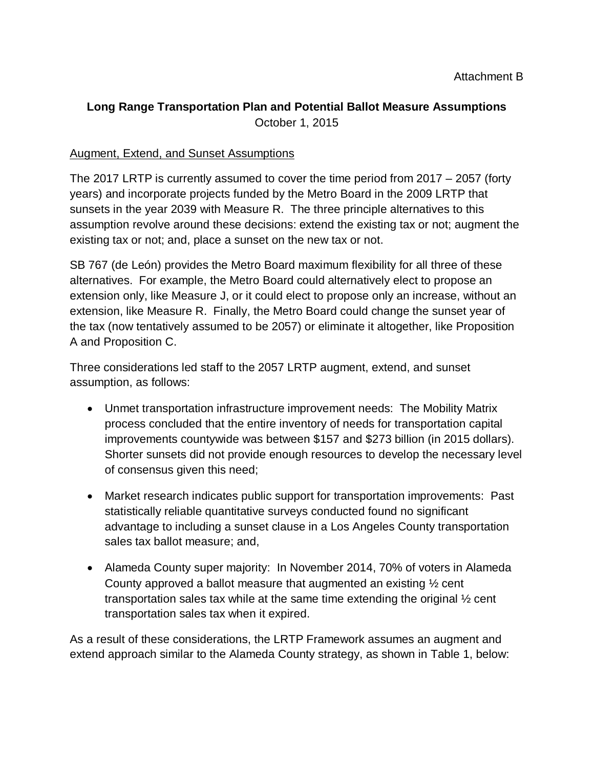Attachment B

**Long Range Transportation Plan and Potential Ballot Measure Assumptions**
October 1, 2015

<u>Augment, Extend, and Sunset Assumptions</u>

The 2017 LRTP is currently assumed to cover the time period from 2017 – 2057 (forty years) and incorporate projects funded by the Metro Board in the 2009 LRTP that sunsets in the year 2039 with Measure R. The three principle alternatives to this assumption revolve around these decisions: extend the existing tax or not; augment the existing tax or not; and, place a sunset on the new tax or not.

SB 767 (de León) provides the Metro Board maximum flexibility for all three of these alternatives. For example, the Metro Board could alternatively elect to propose an extension only, like Measure J, or it could elect to propose only an increase, without an extension, like Measure R. Finally, the Metro Board could change the sunset year of the tax (now tentatively assumed to be 2057) or eliminate it altogether, like Proposition A and Proposition C.

Three considerations led staff to the 2057 LRTP augment, extend, and sunset assumption, as follows:

- Unmet transportation infrastructure improvement needs: The Mobility Matrix process concluded that the entire inventory of needs for transportation capital improvements countywide was between $157 and $273 billion (in 2015 dollars). Shorter sunsets did not provide enough resources to develop the necessary level of consensus given this need;

- Market research indicates public support for transportation improvements: Past statistically reliable quantitative surveys conducted found no significant advantage to including a sunset clause in a Los Angeles County transportation sales tax ballot measure; and,

- Alameda County super majority: In November 2014, 70% of voters in Alameda County approved a ballot measure that augmented an existing ½ cent transportation sales tax while at the same time extending the original ½ cent transportation sales tax when it expired.

As a result of these considerations, the LRTP Framework assumes an augment and extend approach similar to the Alameda County strategy, as shown in Table 1, below: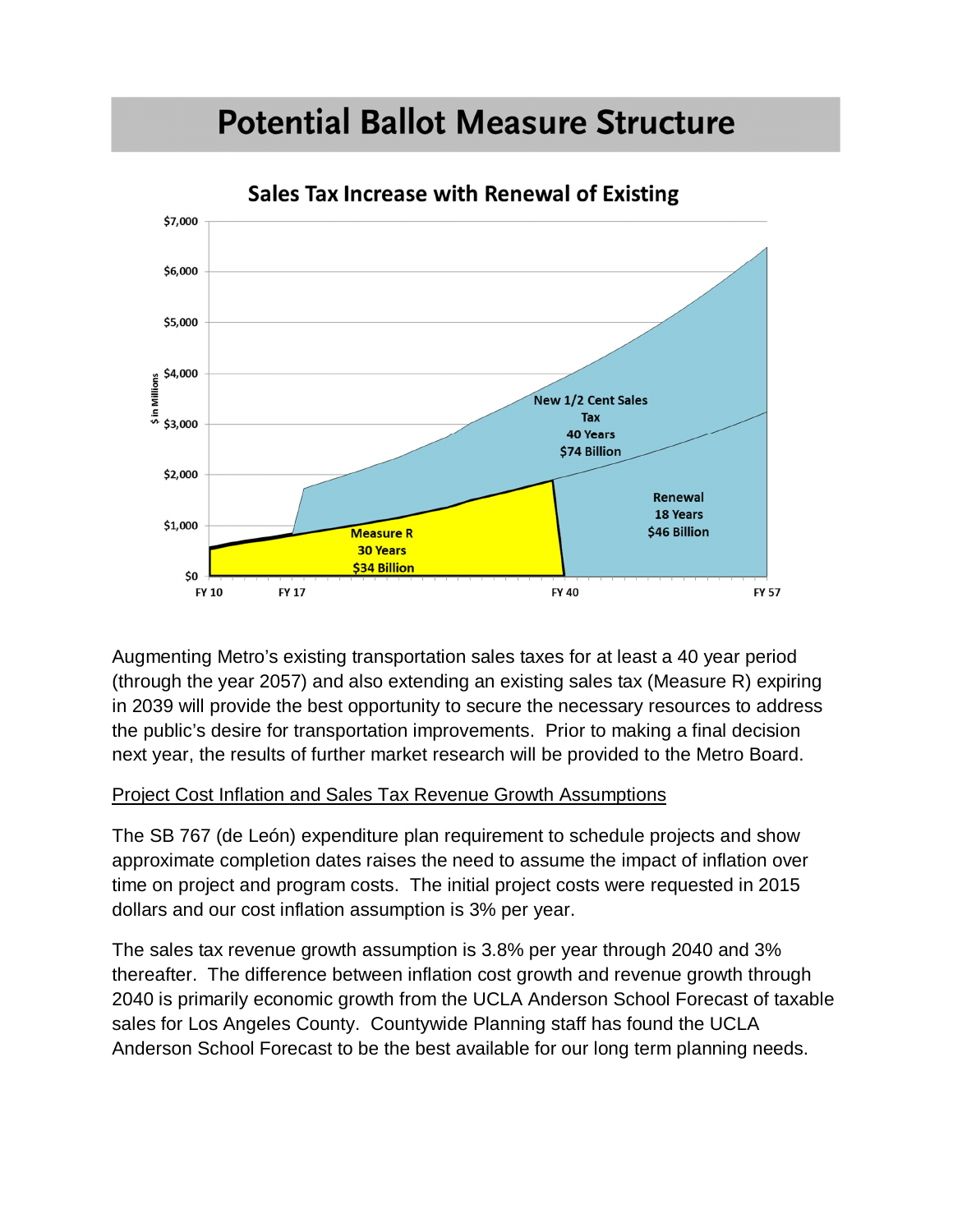# Potential Ballot Measure Structure

**Sales Tax Increase with Renewal of Existing**

$ in Millions

$7,000
$6,000
$5,000
$4,000
$3,000
$2,000
$1,000
$0

FY 10 | FY 17 | FY 40 | FY 57

New 1/2 Cent Sales Tax
40 Years
$74 Billion

Measure R
30 Years
$34 Billion

Renewal
18 Years
$46 Billion

Augmenting Metro's existing transportation sales taxes for at least a 40 year period (through the year 2057) and also extending an existing sales tax (Measure R) expiring in 2039 will provide the best opportunity to secure the necessary resources to address the public's desire for transportation improvements. Prior to making a final decision next year, the results of further market research will be provided to the Metro Board.

Project Cost Inflation and Sales Tax Revenue Growth Assumptions

The SB 767 (de León) expenditure plan requirement to schedule projects and show approximate completion dates raises the need to assume the impact of inflation over time on project and program costs. The initial project costs were requested in 2015 dollars and our cost inflation assumption is 3% per year.

The sales tax revenue growth assumption is 3.8% per year through 2040 and 3% thereafter. The difference between inflation cost growth and revenue growth through 2040 is primarily economic growth from the UCLA Anderson School Forecast of taxable sales for Los Angeles County. Countywide Planning staff has found the UCLA Anderson School Forecast to be the best available for our long term planning needs.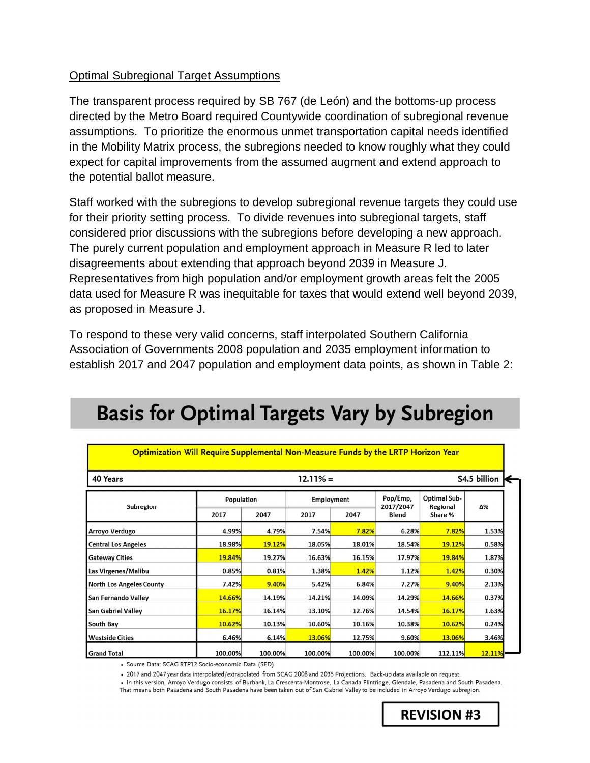Optimal Subregional Target Assumptions

The transparent process required by SB 767 (de León) and the bottoms-up process directed by the Metro Board required Countywide coordination of subregional revenue assumptions. To prioritize the enormous unmet transportation capital needs identified in the Mobility Matrix process, the subregions needed to know roughly what they could expect for capital improvements from the assumed augment and extend approach to the potential ballot measure.

Staff worked with the subregions to develop subregional revenue targets they could use for their priority setting process. To divide revenues into subregional targets, staff considered prior discussions with the subregions before developing a new approach. The purely current population and employment approach in Measure R led to later disagreements about extending that approach beyond 2039 in Measure J. Representatives from high population and/or employment growth areas felt the 2005 data used for Measure R was inequitable for taxes that would extend well beyond 2039, as proposed in Measure J.

To respond to these very valid concerns, staff interpolated Southern California Association of Governments 2008 population and 2035 employment information to establish 2017 and 2047 population and employment data points, as shown in Table 2:

# Basis for Optimal Targets Vary by Subregion

**Optimization Will Require Supplemental Non-Measure Funds by the LRTP Horizon Year**

**40 Years** — **12.11% =** — **$4.5 billion**

| Subregion | Population | | Employment | | Pop/Emp, 2017/2047 Blend | Optimal Sub-Regional Share % | Δ% |
|---|---|---|---|---|---|---|---|
| | 2017 | 2047 | 2017 | 2047 | | | |
| Arroyo Verdugo | 4.99% | 4.79% | 7.54% | 7.82% | 6.28% | 7.82% | 1.53% |
| Central Los Angeles | 18.98% | 19.12% | 18.05% | 18.01% | 18.54% | 19.12% | 0.58% |
| Gateway Cities | 19.84% | 19.27% | 16.63% | 16.15% | 17.97% | 19.84% | 1.87% |
| Las Virgenes/Malibu | 0.85% | 0.81% | 1.38% | 1.42% | 1.12% | 1.42% | 0.30% |
| North Los Angeles County | 7.42% | 9.40% | 5.42% | 6.84% | 7.27% | 9.40% | 2.13% |
| San Fernando Valley | 14.66% | 14.19% | 14.21% | 14.09% | 14.29% | 14.66% | 0.37% |
| San Gabriel Valley | 16.17% | 16.14% | 13.10% | 12.76% | 14.54% | 16.17% | 1.63% |
| South Bay | 10.62% | 10.13% | 10.60% | 10.16% | 10.38% | 10.62% | 0.24% |
| Westside Cities | 6.46% | 6.14% | 13.06% | 12.75% | 9.60% | 13.06% | 3.46% |
| Grand Total | 100.00% | 100.00% | 100.00% | 100.00% | 100.00% | 112.11% | 12.11% |

- Source Data: SCAG RTP12 Socio-economic Data (SED)
- 2017 and 2047 year data interpolated/extrapolated from SCAG 2008 and 2035 Projections. Back-up data available on request.
- In this version, Arroyo Verdugo consists of Burbank, La Crescenta-Montrose, La Canada Flintridge, Glendale, Pasadena and South Pasadena. That means both Pasadena and South Pasadena have been taken out of San Gabriel Valley to be included in Arroyo Verdugo subregion.

**REVISION #3**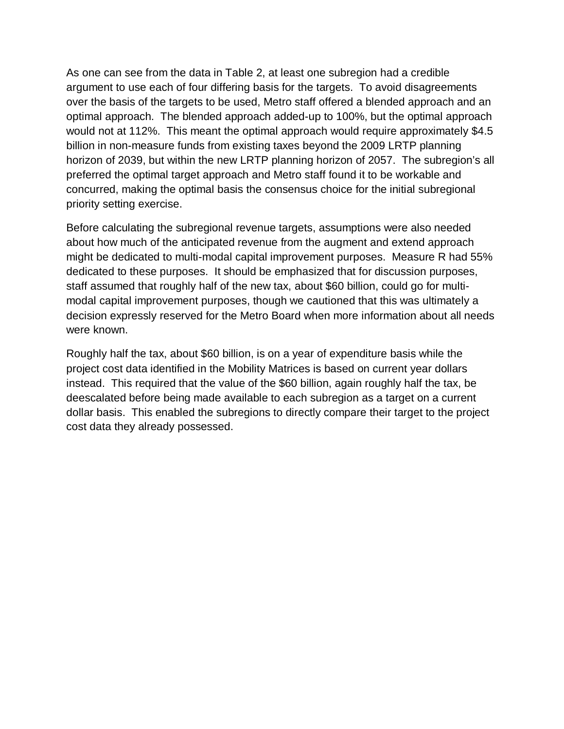As one can see from the data in Table 2, at least one subregion had a credible argument to use each of four differing basis for the targets.  To avoid disagreements over the basis of the targets to be used, Metro staff offered a blended approach and an optimal approach.  The blended approach added-up to 100%, but the optimal approach would not at 112%.  This meant the optimal approach would require approximately $4.5 billion in non-measure funds from existing taxes beyond the 2009 LRTP planning horizon of 2039, but within the new LRTP planning horizon of 2057.  The subregion's all preferred the optimal target approach and Metro staff found it to be workable and concurred, making the optimal basis the consensus choice for the initial subregional priority setting exercise.

Before calculating the subregional revenue targets, assumptions were also needed about how much of the anticipated revenue from the augment and extend approach might be dedicated to multi-modal capital improvement purposes.  Measure R had 55% dedicated to these purposes.  It should be emphasized that for discussion purposes, staff assumed that roughly half of the new tax, about $60 billion, could go for multi-modal capital improvement purposes, though we cautioned that this was ultimately a decision expressly reserved for the Metro Board when more information about all needs were known.

Roughly half the tax, about $60 billion, is on a year of expenditure basis while the project cost data identified in the Mobility Matrices is based on current year dollars instead.  This required that the value of the $60 billion, again roughly half the tax, be deescalated before being made available to each subregion as a target on a current dollar basis.  This enabled the subregions to directly compare their target to the project cost data they already possessed.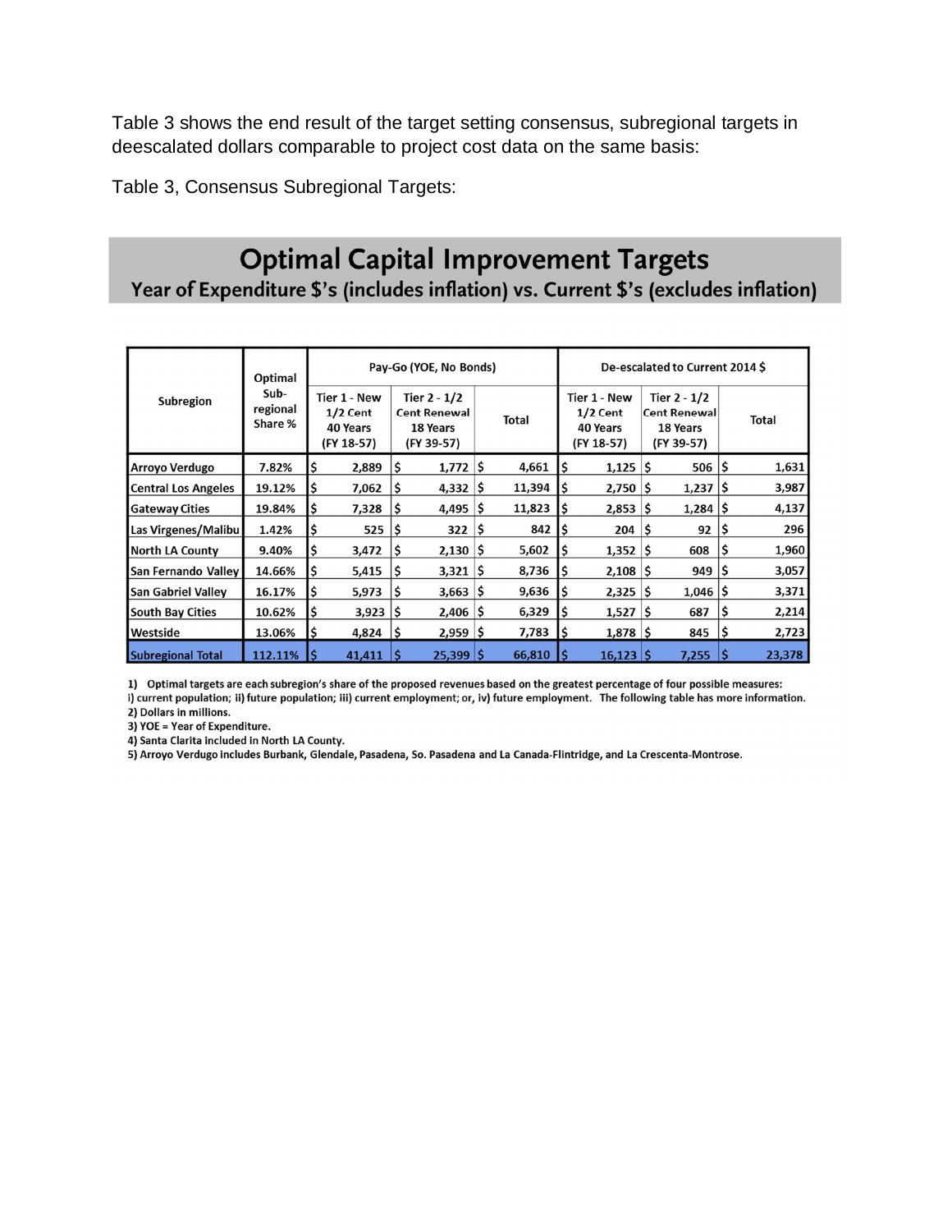Table 3 shows the end result of the target setting consensus, subregional targets in deescalated dollars comparable to project cost data on the same basis:

Table 3, Consensus Subregional Targets:

## Optimal Capital Improvement Targets

### Year of Expenditure $'s (includes inflation) vs. Current $'s (excludes inflation)

| Subregion | Optimal Sub-regional Share % | Pay-Go (YOE, No Bonds) | | | De-escalated to Current 2014 $ | | |
|---|---|---|---|---|---|---|---|
| | | Tier 1 - New 1/2 Cent 40 Years (FY 18-57) | Tier 2 - 1/2 Cent Renewal 18 Years (FY 39-57) | Total | Tier 1 - New 1/2 Cent 40 Years (FY 18-57) | Tier 2 - 1/2 Cent Renewal 18 Years (FY 39-57) | Total |
| Arroyo Verdugo | 7.82% | $ 2,889 | $ 1,772 | $ 4,661 | $ 1,125 | $ 506 | $ 1,631 |
| Central Los Angeles | 19.12% | $ 7,062 | $ 4,332 | $ 11,394 | $ 2,750 | $ 1,237 | $ 3,987 |
| Gateway Cities | 19.84% | $ 7,328 | $ 4,495 | $ 11,823 | $ 2,853 | $ 1,284 | $ 4,137 |
| Las Virgenes/Malibu | 1.42% | $ 525 | $ 322 | $ 842 | $ 204 | $ 92 | $ 296 |
| North LA County | 9.40% | $ 3,472 | $ 2,130 | $ 5,602 | $ 1,352 | $ 608 | $ 1,960 |
| San Fernando Valley | 14.66% | $ 5,415 | $ 3,321 | $ 8,736 | $ 2,108 | $ 949 | $ 3,057 |
| San Gabriel Valley | 16.17% | $ 5,973 | $ 3,663 | $ 9,636 | $ 2,325 | $ 1,046 | $ 3,371 |
| South Bay Cities | 10.62% | $ 3,923 | $ 2,406 | $ 6,329 | $ 1,527 | $ 687 | $ 2,214 |
| Westside | 13.06% | $ 4,824 | $ 2,959 | $ 7,783 | $ 1,878 | $ 845 | $ 2,723 |
| Subregional Total | 112.11% | $ 41,411 | $ 25,399 | $ 66,810 | $ 16,123 | $ 7,255 | $ 23,378 |

1) Optimal targets are each subregion's share of the proposed revenues based on the greatest percentage of four possible measures: i) current population; ii) future population; iii) current employment; or, iv) future employment. The following table has more information.
2) Dollars in millions.
3) YOE = Year of Expenditure.
4) Santa Clarita included in North LA County.
5) Arroyo Verdugo includes Burbank, Glendale, Pasadena, So. Pasadena and La Canada-Flintridge, and La Crescenta-Montrose.